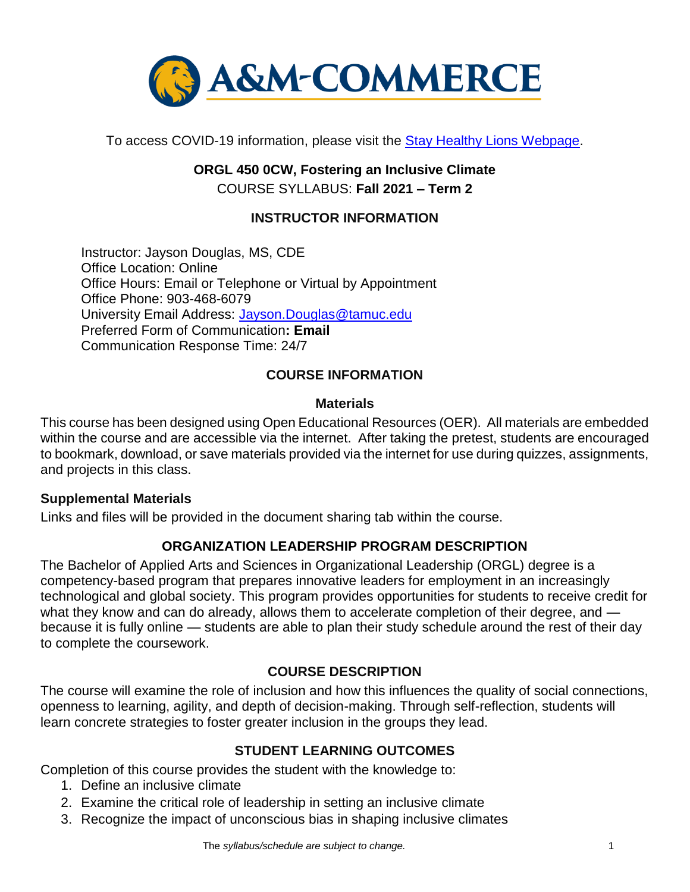To access COVID-19 information, please visit the [Stay Healthy Lions Webpage](#).

**ORGL 450 0CW, Fostering an Inclusive Climate**

COURSE SYLLABUS: **Fall 2021 – Term 2**

## INSTRUCTOR INFORMATION

Instructor: Jayson Douglas, MS, CDE
Office Location: Online
Office Hours: Email or Telephone or Virtual by Appointment
Office Phone: 903-468-6079
University Email Address: Jayson.Douglas@tamuc.edu
Preferred Form of Communication**: Email**
Communication Response Time: 24/7

## COURSE INFORMATION

### Materials

This course has been designed using Open Educational Resources (OER). All materials are embedded within the course and are accessible via the internet. After taking the pretest, students are encouraged to bookmark, download, or save materials provided via the internet for use during quizzes, assignments, and projects in this class.

### Supplemental Materials

Links and files will be provided in the document sharing tab within the course.

## ORGANIZATION LEADERSHIP PROGRAM DESCRIPTION

The Bachelor of Applied Arts and Sciences in Organizational Leadership (ORGL) degree is a competency-based program that prepares innovative leaders for employment in an increasingly technological and global society. This program provides opportunities for students to receive credit for what they know and can do already, allows them to accelerate completion of their degree, and — because it is fully online — students are able to plan their study schedule around the rest of their day to complete the coursework.

## COURSE DESCRIPTION

The course will examine the role of inclusion and how this influences the quality of social connections, openness to learning, agility, and depth of decision-making. Through self-reflection, students will learn concrete strategies to foster greater inclusion in the groups they lead.

## STUDENT LEARNING OUTCOMES

Completion of this course provides the student with the knowledge to:

1. Define an inclusive climate
2. Examine the critical role of leadership in setting an inclusive climate
3. Recognize the impact of unconscious bias in shaping inclusive climates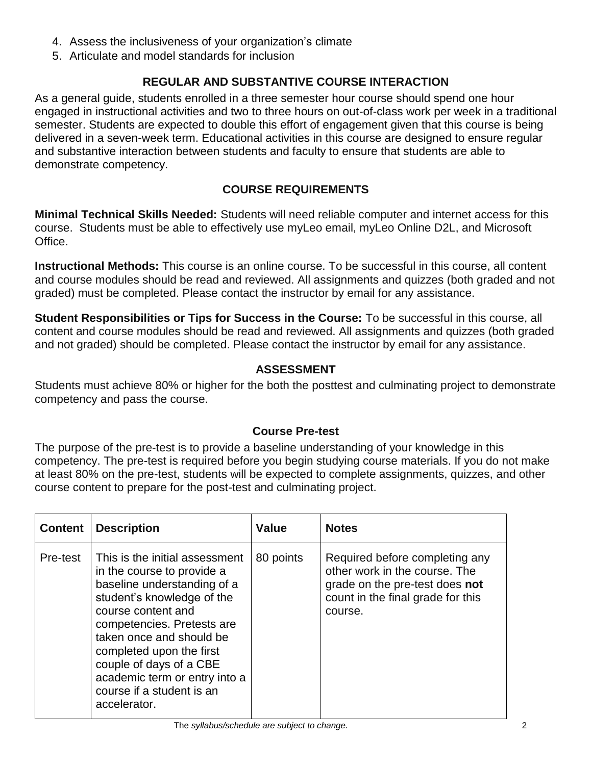4. Assess the inclusiveness of your organization's climate
5. Articulate and model standards for inclusion

## REGULAR AND SUBSTANTIVE COURSE INTERACTION

As a general guide, students enrolled in a three semester hour course should spend one hour engaged in instructional activities and two to three hours on out-of-class work per week in a traditional semester. Students are expected to double this effort of engagement given that this course is being delivered in a seven-week term. Educational activities in this course are designed to ensure regular and substantive interaction between students and faculty to ensure that students are able to demonstrate competency.

## COURSE REQUIREMENTS

**Minimal Technical Skills Needed:** Students will need reliable computer and internet access for this course. Students must be able to effectively use myLeo email, myLeo Online D2L, and Microsoft Office.

**Instructional Methods:** This course is an online course. To be successful in this course, all content and course modules should be read and reviewed. All assignments and quizzes (both graded and not graded) must be completed. Please contact the instructor by email for any assistance.

**Student Responsibilities or Tips for Success in the Course:** To be successful in this course, all content and course modules should be read and reviewed. All assignments and quizzes (both graded and not graded) should be completed. Please contact the instructor by email for any assistance.

## ASSESSMENT

Students must achieve 80% or higher for the both the posttest and culminating project to demonstrate competency and pass the course.

### Course Pre-test

The purpose of the pre-test is to provide a baseline understanding of your knowledge in this competency. The pre-test is required before you begin studying course materials. If you do not make at least 80% on the pre-test, students will be expected to complete assignments, quizzes, and other course content to prepare for the post-test and culminating project.

| Content | Description | Value | Notes |
|---|---|---|---|
| Pre-test | This is the initial assessment in the course to provide a baseline understanding of a student's knowledge of the course content and competencies. Pretests are taken once and should be completed upon the first couple of days of a CBE academic term or entry into a course if a student is an accelerator. | 80 points | Required before completing any other work in the course. The grade on the pre-test does **not** count in the final grade for this course. |

The *syllabus/schedule are subject to change.*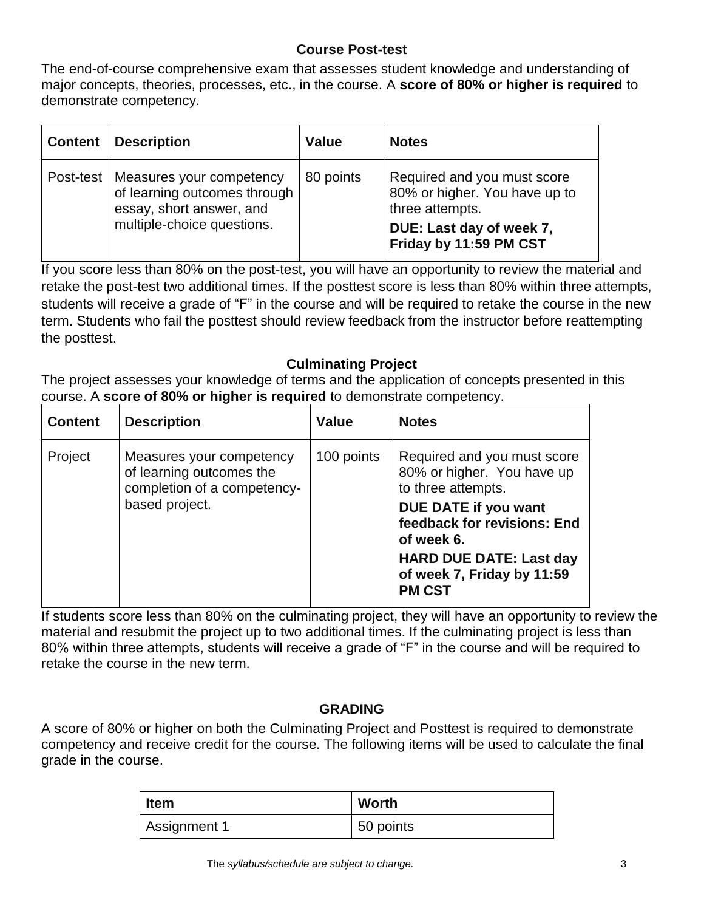### Course Post-test

The end-of-course comprehensive exam that assesses student knowledge and understanding of major concepts, theories, processes, etc., in the course. A **score of 80% or higher is required** to demonstrate competency.

| Content | Description | Value | Notes |
|---|---|---|---|
| Post-test | Measures your competency of learning outcomes through essay, short answer, and multiple-choice questions. | 80 points | Required and you must score 80% or higher. You have up to three attempts. **DUE: Last day of week 7, Friday by 11:59 PM CST** |

If you score less than 80% on the post-test, you will have an opportunity to review the material and retake the post-test two additional times. If the posttest score is less than 80% within three attempts, students will receive a grade of “F” in the course and will be required to retake the course in the new term. Students who fail the posttest should review feedback from the instructor before reattempting the posttest.

### Culminating Project

The project assesses your knowledge of terms and the application of concepts presented in this course. A **score of 80% or higher is required** to demonstrate competency.

| Content | Description | Value | Notes |
|---|---|---|---|
| Project | Measures your competency of learning outcomes the completion of a competency-based project. | 100 points | Required and you must score 80% or higher. You have up to three attempts. **DUE DATE if you want feedback for revisions: End of week 6.** **HARD DUE DATE: Last day of week 7, Friday by 11:59 PM CST** |

If students score less than 80% on the culminating project, they will have an opportunity to review the material and resubmit the project up to two additional times. If the culminating project is less than 80% within three attempts, students will receive a grade of “F” in the course and will be required to retake the course in the new term.

### GRADING

A score of 80% or higher on both the Culminating Project and Posttest is required to demonstrate competency and receive credit for the course. The following items will be used to calculate the final grade in the course.

| Item | Worth |
|---|---|
| Assignment 1 | 50 points |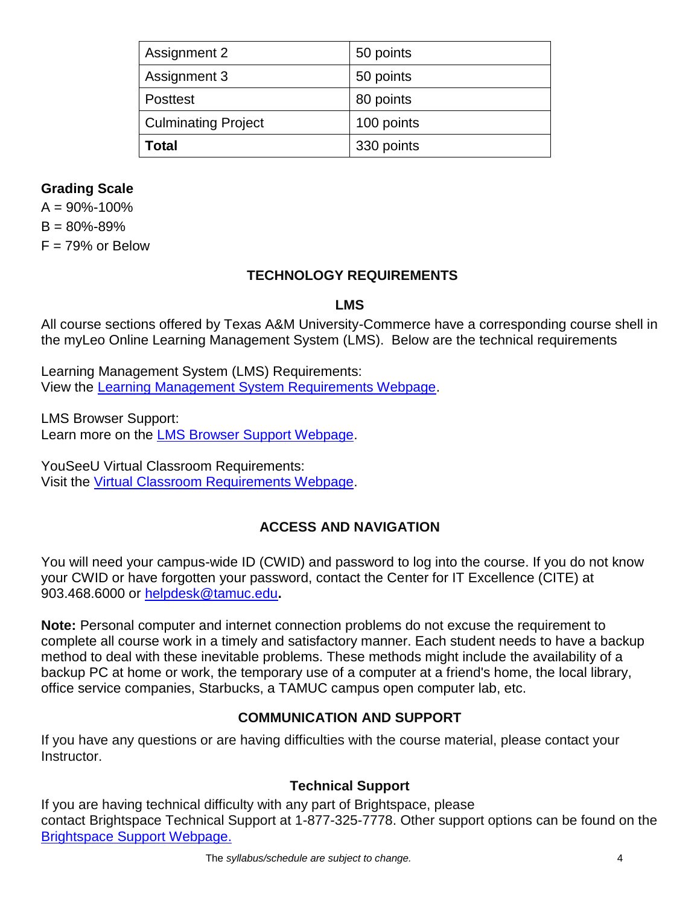| Assignment 2 | 50 points |
|---|---|
| Assignment 3 | 50 points |
| Posttest | 80 points |
| Culminating Project | 100 points |
| **Total** | 330 points |

### Grading Scale

A = 90%-100%

B = 80%-89%

F = 79% or Below

## TECHNOLOGY REQUIREMENTS

### LMS

All course sections offered by Texas A&M University-Commerce have a corresponding course shell in the myLeo Online Learning Management System (LMS). Below are the technical requirements

Learning Management System (LMS) Requirements:
View the Learning Management System Requirements Webpage.

LMS Browser Support:
Learn more on the LMS Browser Support Webpage.

YouSeeU Virtual Classroom Requirements:
Visit the Virtual Classroom Requirements Webpage.

## ACCESS AND NAVIGATION

You will need your campus-wide ID (CWID) and password to log into the course. If you do not know your CWID or have forgotten your password, contact the Center for IT Excellence (CITE) at 903.468.6000 or helpdesk@tamuc.edu**.**

**Note:** Personal computer and internet connection problems do not excuse the requirement to complete all course work in a timely and satisfactory manner. Each student needs to have a backup method to deal with these inevitable problems. These methods might include the availability of a backup PC at home or work, the temporary use of a computer at a friend's home, the local library, office service companies, Starbucks, a TAMUC campus open computer lab, etc.

## COMMUNICATION AND SUPPORT

If you have any questions or are having difficulties with the course material, please contact your Instructor.

### Technical Support

If you are having technical difficulty with any part of Brightspace, please contact Brightspace Technical Support at 1-877-325-7778. Other support options can be found on the Brightspace Support Webpage.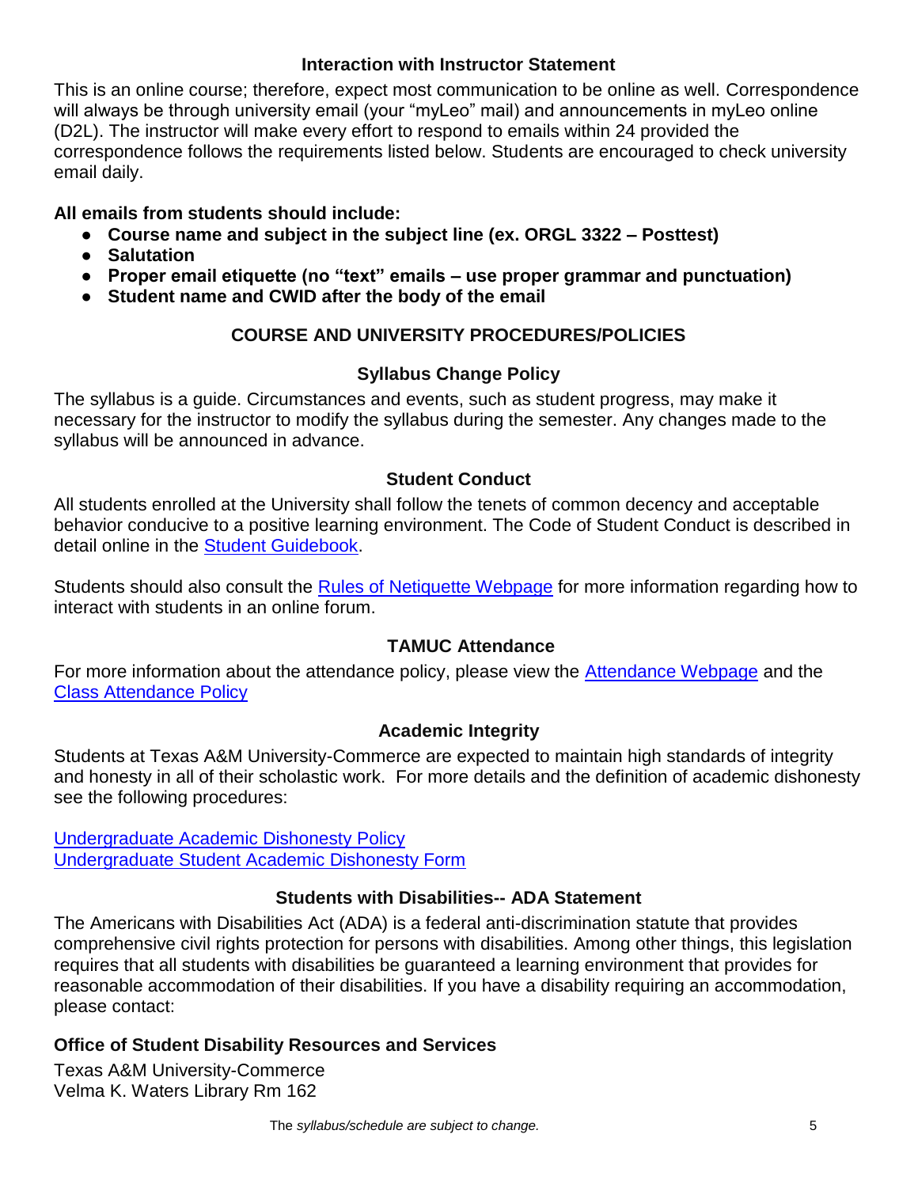### Interaction with Instructor Statement

This is an online course; therefore, expect most communication to be online as well. Correspondence will always be through university email (your "myLeo" mail) and announcements in myLeo online (D2L). The instructor will make every effort to respond to emails within 24 provided the correspondence follows the requirements listed below. Students are encouraged to check university email daily.

**All emails from students should include:**

- **Course name and subject in the subject line (ex. ORGL 3322 – Posttest)**
- **Salutation**
- **Proper email etiquette (no "text" emails – use proper grammar and punctuation)**
- **Student name and CWID after the body of the email**

## COURSE AND UNIVERSITY PROCEDURES/POLICIES

### Syllabus Change Policy

The syllabus is a guide. Circumstances and events, such as student progress, may make it necessary for the instructor to modify the syllabus during the semester. Any changes made to the syllabus will be announced in advance.

### Student Conduct

All students enrolled at the University shall follow the tenets of common decency and acceptable behavior conducive to a positive learning environment. The Code of Student Conduct is described in detail online in the Student Guidebook.

Students should also consult the Rules of Netiquette Webpage for more information regarding how to interact with students in an online forum.

### TAMUC Attendance

For more information about the attendance policy, please view the Attendance Webpage and the Class Attendance Policy

### Academic Integrity

Students at Texas A&M University-Commerce are expected to maintain high standards of integrity and honesty in all of their scholastic work. For more details and the definition of academic dishonesty see the following procedures:

Undergraduate Academic Dishonesty Policy
Undergraduate Student Academic Dishonesty Form

### Students with Disabilities-- ADA Statement

The Americans with Disabilities Act (ADA) is a federal anti-discrimination statute that provides comprehensive civil rights protection for persons with disabilities. Among other things, this legislation requires that all students with disabilities be guaranteed a learning environment that provides for reasonable accommodation of their disabilities. If you have a disability requiring an accommodation, please contact:

**Office of Student Disability Resources and Services**

Texas A&M University-Commerce
Velma K. Waters Library Rm 162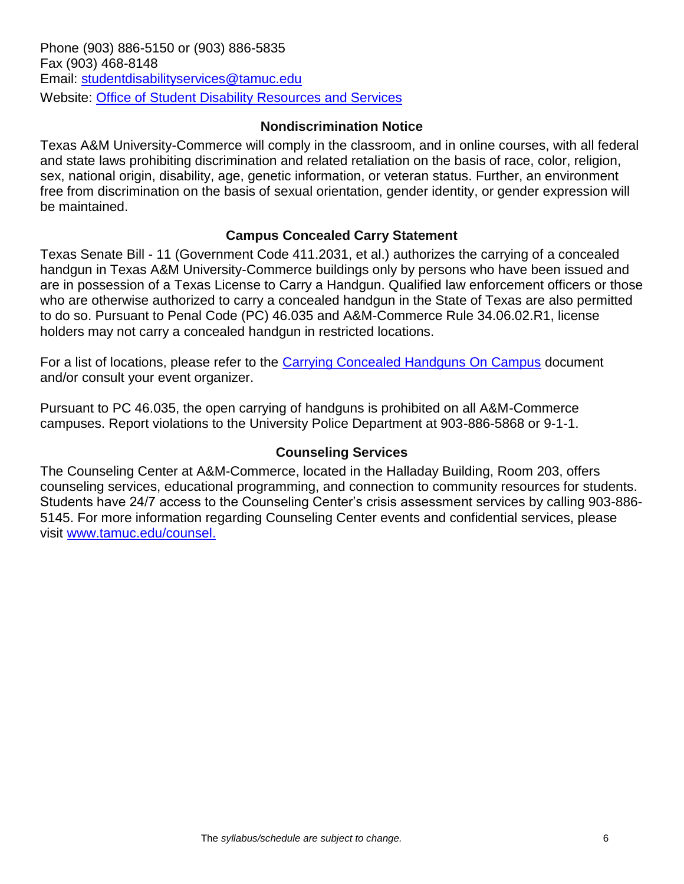Phone (903) 886-5150 or (903) 886-5835
Fax (903) 468-8148
Email: [studentdisabilityservices@tamuc.edu](mailto:studentdisabilityservices@tamuc.edu)
Website: [Office of Student Disability Resources and Services]()

## Nondiscrimination Notice

Texas A&M University-Commerce will comply in the classroom, and in online courses, with all federal and state laws prohibiting discrimination and related retaliation on the basis of race, color, religion, sex, national origin, disability, age, genetic information, or veteran status. Further, an environment free from discrimination on the basis of sexual orientation, gender identity, or gender expression will be maintained.

## Campus Concealed Carry Statement

Texas Senate Bill - 11 (Government Code 411.2031, et al.) authorizes the carrying of a concealed handgun in Texas A&M University-Commerce buildings only by persons who have been issued and are in possession of a Texas License to Carry a Handgun. Qualified law enforcement officers or those who are otherwise authorized to carry a concealed handgun in the State of Texas are also permitted to do so. Pursuant to Penal Code (PC) 46.035 and A&M-Commerce Rule 34.06.02.R1, license holders may not carry a concealed handgun in restricted locations.

For a list of locations, please refer to the [Carrying Concealed Handguns On Campus]() document and/or consult your event organizer.

Pursuant to PC 46.035, the open carrying of handguns is prohibited on all A&M-Commerce campuses. Report violations to the University Police Department at 903-886-5868 or 9-1-1.

## Counseling Services

The Counseling Center at A&M-Commerce, located in the Halladay Building, Room 203, offers counseling services, educational programming, and connection to community resources for students. Students have 24/7 access to the Counseling Center's crisis assessment services by calling 903-886-5145. For more information regarding Counseling Center events and confidential services, please visit [www.tamuc.edu/counsel.](http://www.tamuc.edu/counsel)

*The syllabus/schedule are subject to change.*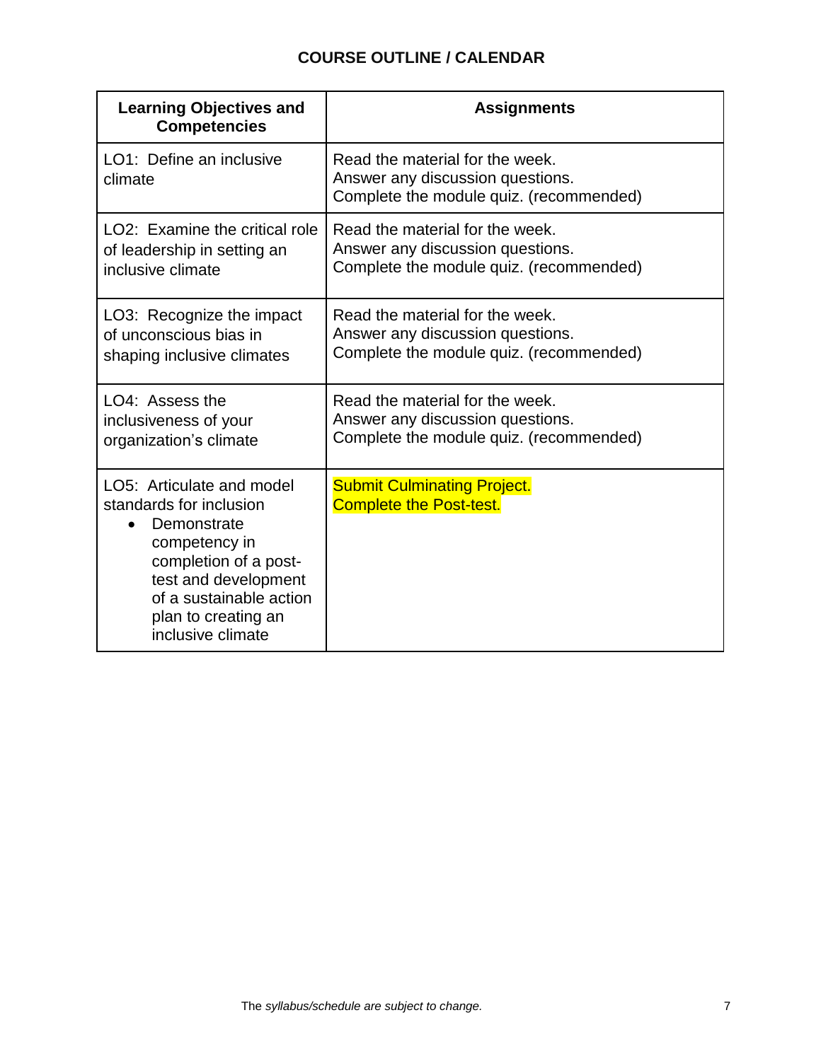## COURSE OUTLINE / CALENDAR

| Learning Objectives and Competencies | Assignments |
|---|---|
| LO1: Define an inclusive climate | Read the material for the week.<br>Answer any discussion questions.<br>Complete the module quiz. (recommended) |
| LO2: Examine the critical role of leadership in setting an inclusive climate | Read the material for the week.<br>Answer any discussion questions.<br>Complete the module quiz. (recommended) |
| LO3: Recognize the impact of unconscious bias in shaping inclusive climates | Read the material for the week.<br>Answer any discussion questions.<br>Complete the module quiz. (recommended) |
| LO4: Assess the inclusiveness of your organization's climate | Read the material for the week.<br>Answer any discussion questions.<br>Complete the module quiz. (recommended) |
| LO5: Articulate and model standards for inclusion<br>• Demonstrate competency in completion of a post-test and development of a sustainable action plan to creating an inclusive climate | Submit Culminating Project.<br>Complete the Post-test. |

The *syllabus/schedule are subject to change.*